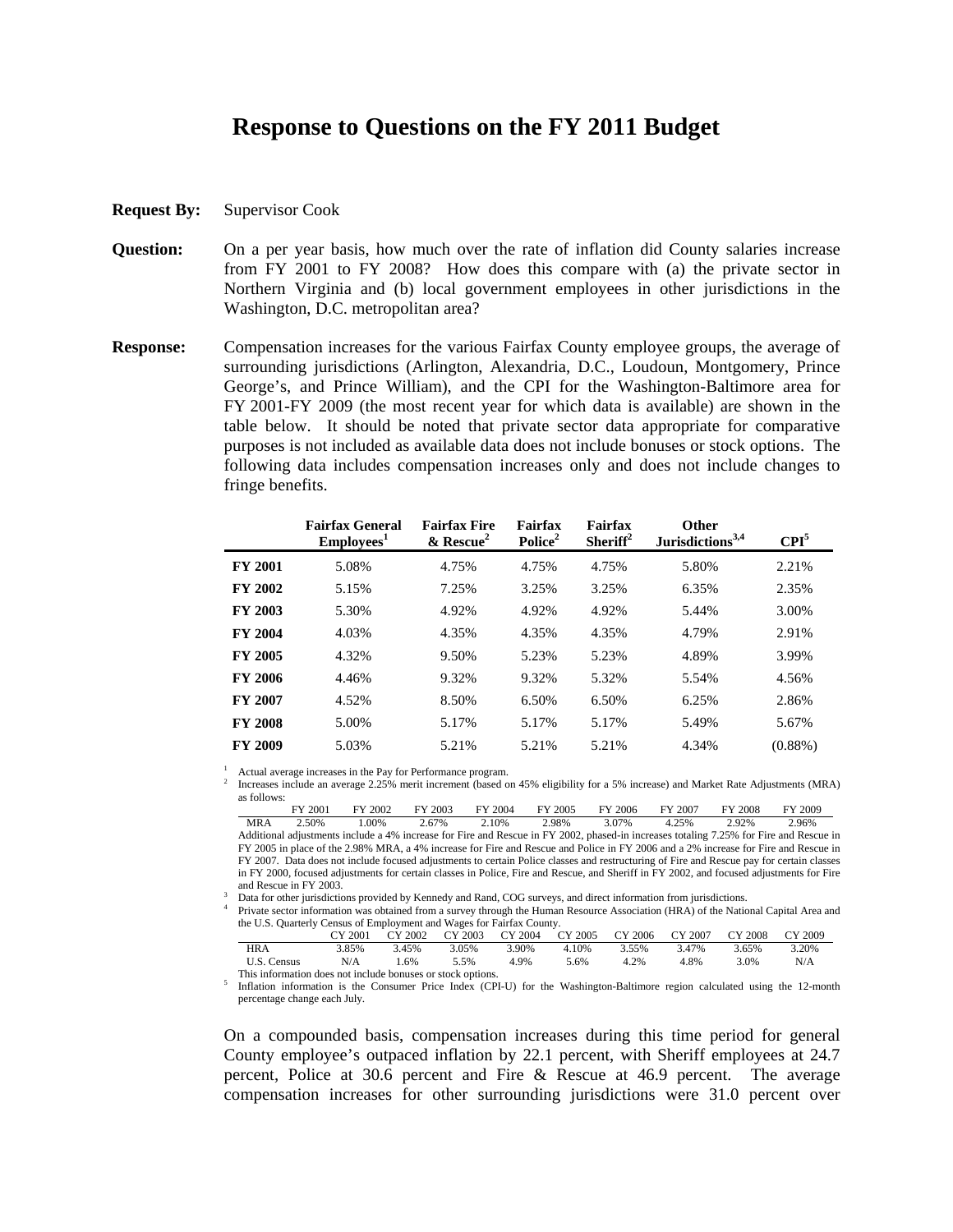# Response to Questions on the FY 2011 Budget

**Request By:** Supervisor Cook

**Question:** On a per year basis, how much over the rate of inflation did County salaries increase from FY 2001 to FY 2008? How does this compare with (a) the private sector in Northern Virginia and (b) local government employees in other jurisdictions in the Washington, D.C. metropolitan area?

**Response:** Compensation increases for the various Fairfax County employee groups, the average of surrounding jurisdictions (Arlington, Alexandria, D.C., Loudoun, Montgomery, Prince George's, and Prince William), and the CPI for the Washington-Baltimore area for FY 2001-FY 2009 (the most recent year for which data is available) are shown in the table below. It should be noted that private sector data appropriate for comparative purposes is not included as available data does not include bonuses or stock options. The following data includes compensation increases only and does not include changes to fringe benefits.

| | Fairfax General Employees[1] | Fairfax Fire & Rescue[2] | Fairfax Police[2] | Fairfax Sheriff[2] | Other Jurisdictions[3,4] | CPI[5] |
|---|---|---|---|---|---|---|
| **FY 2001** | 5.08% | 4.75% | 4.75% | 4.75% | 5.80% | 2.21% |
| **FY 2002** | 5.15% | 7.25% | 3.25% | 3.25% | 6.35% | 2.35% |
| **FY 2003** | 5.30% | 4.92% | 4.92% | 4.92% | 5.44% | 3.00% |
| **FY 2004** | 4.03% | 4.35% | 4.35% | 4.35% | 4.79% | 2.91% |
| **FY 2005** | 4.32% | 9.50% | 5.23% | 5.23% | 4.89% | 3.99% |
| **FY 2006** | 4.46% | 9.32% | 9.32% | 5.32% | 5.54% | 4.56% |
| **FY 2007** | 4.52% | 8.50% | 6.50% | 6.50% | 6.25% | 2.86% |
| **FY 2008** | 5.00% | 5.17% | 5.17% | 5.17% | 5.49% | 5.67% |
| **FY 2009** | 5.03% | 5.21% | 5.21% | 5.21% | 4.34% | (0.88%) |

[1] Actual average increases in the Pay for Performance program.

[2] Increases include an average 2.25% merit increment (based on 45% eligibility for a 5% increase) and Market Rate Adjustments (MRA) as follows:

| | FY 2001 | FY 2002 | FY 2003 | FY 2004 | FY 2005 | FY 2006 | FY 2007 | FY 2008 | FY 2009 |
|---|---|---|---|---|---|---|---|---|---|
| MRA | 2.50% | 1.00% | 2.67% | 2.10% | 2.98% | 3.07% | 4.25% | 2.92% | 2.96% |

Additional adjustments include a 4% increase for Fire and Rescue in FY 2002, phased-in increases totaling 7.25% for Fire and Rescue in FY 2005 in place of the 2.98% MRA, a 4% increase for Fire and Rescue and Police in FY 2006 and a 2% increase for Fire and Rescue in FY 2007. Data does not include focused adjustments to certain Police classes and restructuring of Fire and Rescue pay for certain classes in FY 2000, focused adjustments for certain classes in Police, Fire and Rescue, and Sheriff in FY 2002, and focused adjustments for Fire and Rescue in FY 2003.

[3] Data for other jurisdictions provided by Kennedy and Rand, COG surveys, and direct information from jurisdictions.

[4] Private sector information was obtained from a survey through the Human Resource Association (HRA) of the National Capital Area and the U.S. Quarterly Census of Employment and Wages for Fairfax County.

| | CY 2001 | CY 2002 | CY 2003 | CY 2004 | CY 2005 | CY 2006 | CY 2007 | CY 2008 | CY 2009 |
|---|---|---|---|---|---|---|---|---|---|
| HRA | 3.85% | 3.45% | 3.05% | 3.90% | 4.10% | 3.55% | 3.47% | 3.65% | 3.20% |
| U.S. Census | N/A | 1.6% | 5.5% | 4.9% | 5.6% | 4.2% | 4.8% | 3.0% | N/A |

This information does not include bonuses or stock options.

[5] Inflation information is the Consumer Price Index (CPI-U) for the Washington-Baltimore region calculated using the 12-month percentage change each July.

On a compounded basis, compensation increases during this time period for general County employee's outpaced inflation by 22.1 percent, with Sheriff employees at 24.7 percent, Police at 30.6 percent and Fire & Rescue at 46.9 percent. The average compensation increases for other surrounding jurisdictions were 31.0 percent over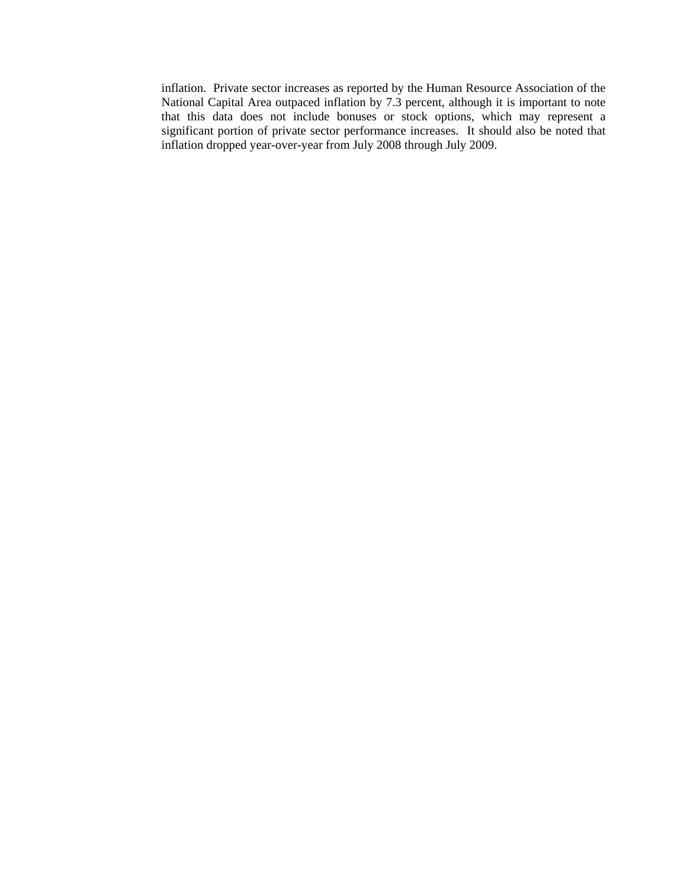inflation. Private sector increases as reported by the Human Resource Association of the National Capital Area outpaced inflation by 7.3 percent, although it is important to note that this data does not include bonuses or stock options, which may represent a significant portion of private sector performance increases. It should also be noted that inflation dropped year-over-year from July 2008 through July 2009.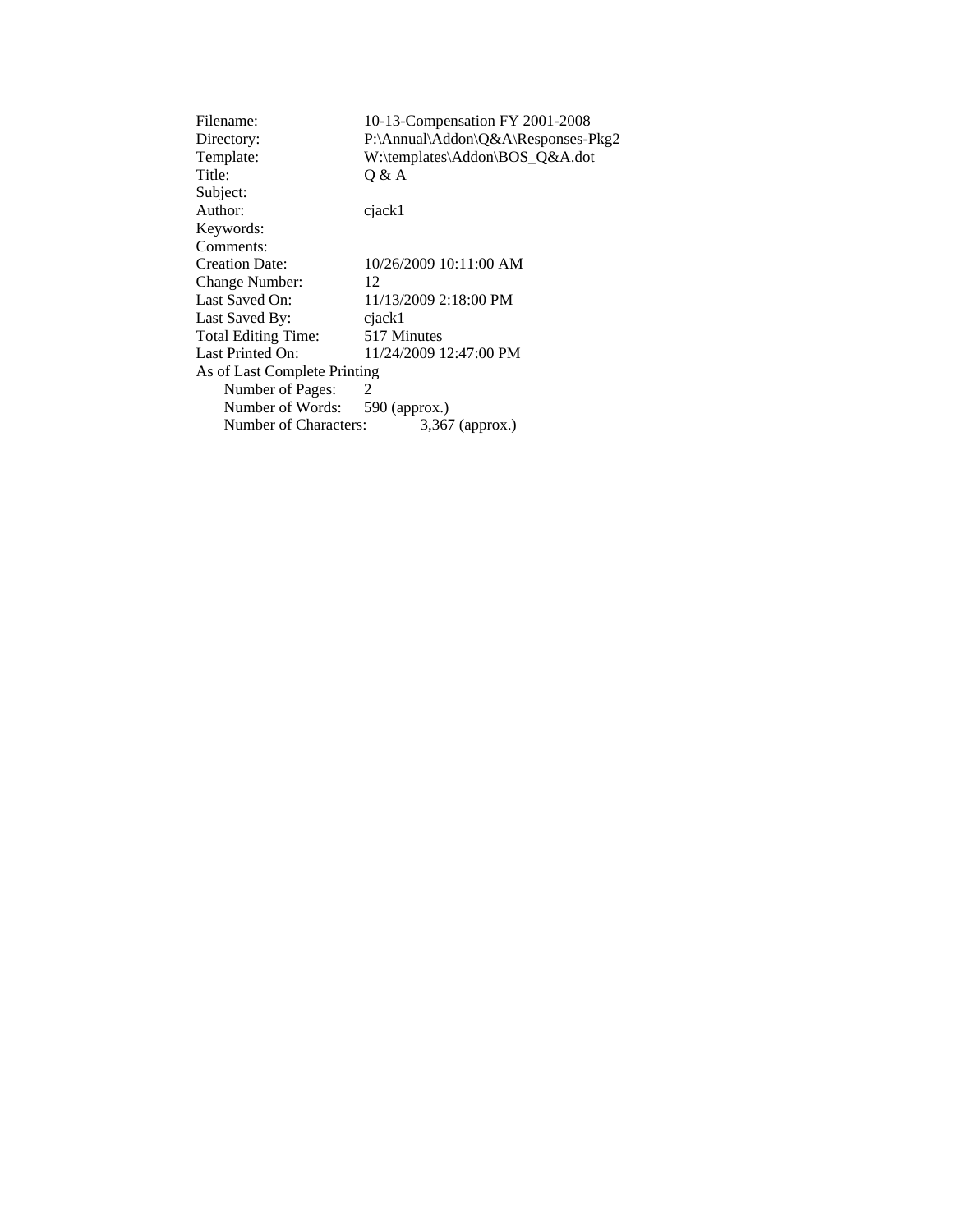| | |
|---|---|
| Filename: | 10-13-Compensation FY 2001-2008 |
| Directory: | P:\Annual\Addon\Q&A\Responses-Pkg2 |
| Template: | W:\templates\Addon\BOS_Q&A.dot |
| Title: | Q & A |
| Subject: | |
| Author: | cjack1 |
| Keywords: | |
| Comments: | |
| Creation Date: | 10/26/2009 10:11:00 AM |
| Change Number: | 12 |
| Last Saved On: | 11/13/2009 2:18:00 PM |
| Last Saved By: | cjack1 |
| Total Editing Time: | 517 Minutes |
| Last Printed On: | 11/24/2009 12:47:00 PM |
| As of Last Complete Printing | |
| Number of Pages: | 2 |
| Number of Words: | 590 (approx.) |
| Number of Characters: | 3,367 (approx.) |